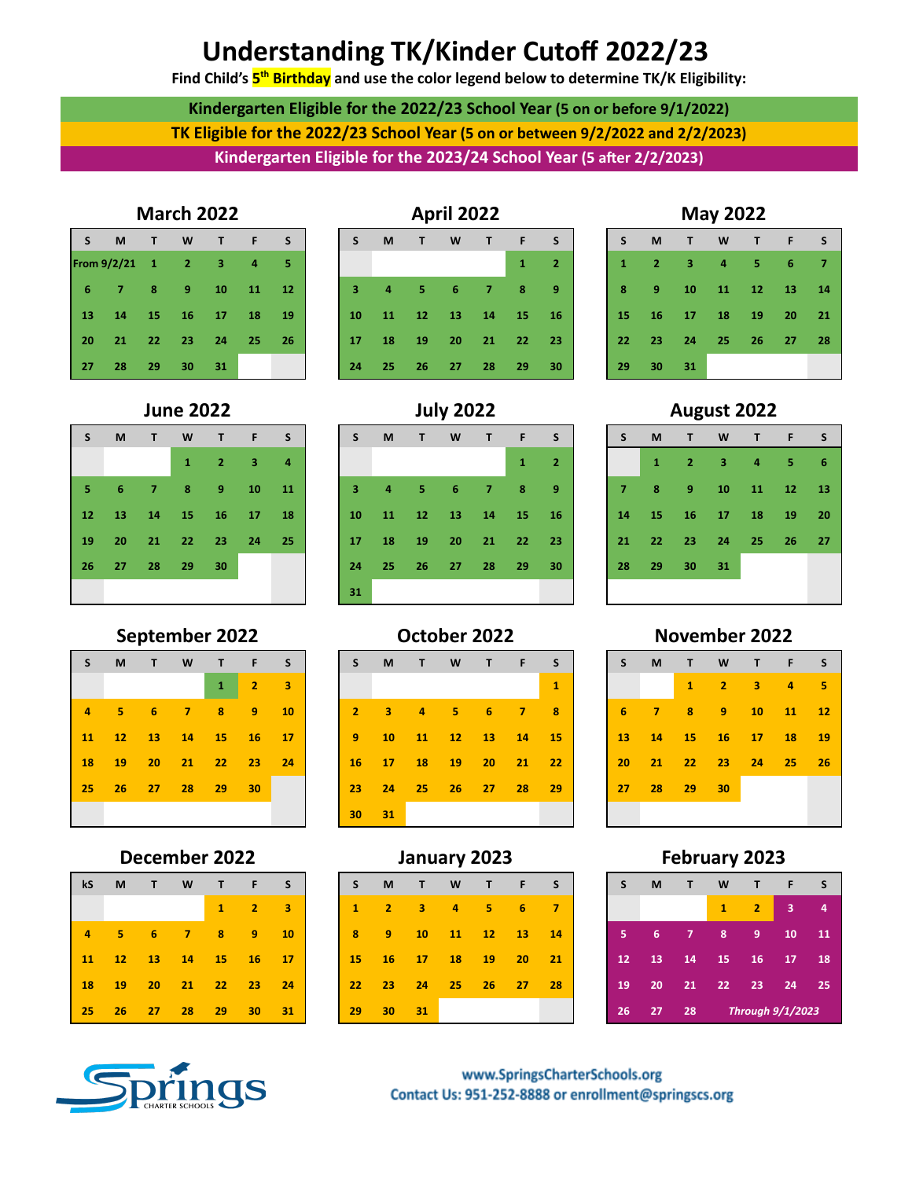# Understanding TK/Kinder Cutoff 2022/23

**Find Child's 5th Birthday and use the color legend below to determine TK/K Eligibility:**

**Kindergarten Eligible for the 2022/23 School Year (5 on or before 9/1/2022)**

**TK Eligible for the 2022/23 School Year (5 on or between 9/2/2022 and 2/2/2023)**

**Kindergarten Eligible for the 2023/24 School Year (5 after 2/2/2023)**

### March 2022

| S | M | T | W | T | F | S |
|---|---|---|---|---|---|---|
| From 9/2/21 | 1 | 2 | 3 | 4 | 5 | |
| 6 | 7 | 8 | 9 | 10 | 11 | 12 |
| 13 | 14 | 15 | 16 | 17 | 18 | 19 |
| 20 | 21 | 22 | 23 | 24 | 25 | 26 |
| 27 | 28 | 29 | 30 | 31 | | |

### April 2022

| S | M | T | W | T | F | S |
|---|---|---|---|---|---|---|
| | | | | | 1 | 2 |
| 3 | 4 | 5 | 6 | 7 | 8 | 9 |
| 10 | 11 | 12 | 13 | 14 | 15 | 16 |
| 17 | 18 | 19 | 20 | 21 | 22 | 23 |
| 24 | 25 | 26 | 27 | 28 | 29 | 30 |

### May 2022

| S | M | T | W | T | F | S |
|---|---|---|---|---|---|---|
| 1 | 2 | 3 | 4 | 5 | 6 | 7 |
| 8 | 9 | 10 | 11 | 12 | 13 | 14 |
| 15 | 16 | 17 | 18 | 19 | 20 | 21 |
| 22 | 23 | 24 | 25 | 26 | 27 | 28 |
| 29 | 30 | 31 | | | | |

### June 2022

| S | M | T | W | T | F | S |
|---|---|---|---|---|---|---|
| | | | 1 | 2 | 3 | 4 |
| 5 | 6 | 7 | 8 | 9 | 10 | 11 |
| 12 | 13 | 14 | 15 | 16 | 17 | 18 |
| 19 | 20 | 21 | 22 | 23 | 24 | 25 |
| 26 | 27 | 28 | 29 | 30 | | |

### July 2022

| S | M | T | W | T | F | S |
|---|---|---|---|---|---|---|
| | | | | | 1 | 2 |
| 3 | 4 | 5 | 6 | 7 | 8 | 9 |
| 10 | 11 | 12 | 13 | 14 | 15 | 16 |
| 17 | 18 | 19 | 20 | 21 | 22 | 23 |
| 24 | 25 | 26 | 27 | 28 | 29 | 30 |
| 31 | | | | | | |

### August 2022

| S | M | T | W | T | F | S |
|---|---|---|---|---|---|---|
| | 1 | 2 | 3 | 4 | 5 | 6 |
| 7 | 8 | 9 | 10 | 11 | 12 | 13 |
| 14 | 15 | 16 | 17 | 18 | 19 | 20 |
| 21 | 22 | 23 | 24 | 25 | 26 | 27 |
| 28 | 29 | 30 | 31 | | | |

### September 2022

| S | M | T | W | T | F | S |
|---|---|---|---|---|---|---|
| | | | | 1 | 2 | 3 |
| 4 | 5 | 6 | 7 | 8 | 9 | 10 |
| 11 | 12 | 13 | 14 | 15 | 16 | 17 |
| 18 | 19 | 20 | 21 | 22 | 23 | 24 |
| 25 | 26 | 27 | 28 | 29 | 30 | |

### October 2022

| S | M | T | W | T | F | S |
|---|---|---|---|---|---|---|
| | | | | | | 1 |
| 2 | 3 | 4 | 5 | 6 | 7 | 8 |
| 9 | 10 | 11 | 12 | 13 | 14 | 15 |
| 16 | 17 | 18 | 19 | 20 | 21 | 22 |
| 23 | 24 | 25 | 26 | 27 | 28 | 29 |
| 30 | 31 | | | | | |

### November 2022

| S | M | T | W | T | F | S |
|---|---|---|---|---|---|---|
| | | 1 | 2 | 3 | 4 | 5 |
| 6 | 7 | 8 | 9 | 10 | 11 | 12 |
| 13 | 14 | 15 | 16 | 17 | 18 | 19 |
| 20 | 21 | 22 | 23 | 24 | 25 | 26 |
| 27 | 28 | 29 | 30 | | | |

### December 2022

| kS | M | T | W | T | F | S |
|---|---|---|---|---|---|---|
| | | | | 1 | 2 | 3 |
| 4 | 5 | 6 | 7 | 8 | 9 | 10 |
| 11 | 12 | 13 | 14 | 15 | 16 | 17 |
| 18 | 19 | 20 | 21 | 22 | 23 | 24 |
| 25 | 26 | 27 | 28 | 29 | 30 | 31 |

### January 2023

| S | M | T | W | T | F | S |
|---|---|---|---|---|---|---|
| 1 | 2 | 3 | 4 | 5 | 6 | 7 |
| 8 | 9 | 10 | 11 | 12 | 13 | 14 |
| 15 | 16 | 17 | 18 | 19 | 20 | 21 |
| 22 | 23 | 24 | 25 | 26 | 27 | 28 |
| 29 | 30 | 31 | | | | |

### February 2023

| S | M | T | W | T | F | S |
|---|---|---|---|---|---|---|
| | | | 1 | 2 | 3 | 4 |
| 5 | 6 | 7 | 8 | 9 | 10 | 11 |
| 12 | 13 | 14 | 15 | 16 | 17 | 18 |
| 19 | 20 | 21 | 22 | 23 | 24 | 25 |
| 26 | 27 | 28 | *Through 9/1/2023* | | | |

Springs Charter Schools

www.SpringsCharterSchools.org
Contact Us: 951-252-8888 or enrollment@springscs.org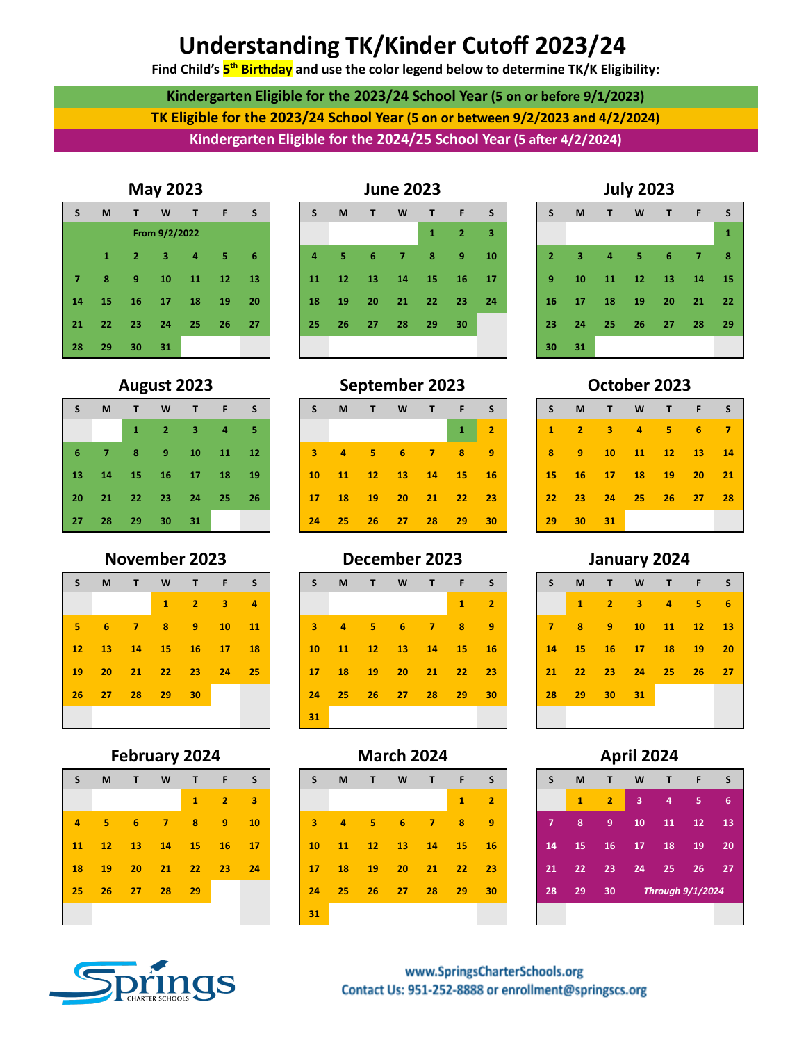# Understanding TK/Kinder Cutoff 2023/24

**Find Child's 5th Birthday and use the color legend below to determine TK/K Eligibility:**

- **Kindergarten Eligible for the 2023/24 School Year (5 on or before 9/1/2023)**
- **TK Eligible for the 2023/24 School Year (5 on or between 9/2/2023 and 4/2/2024)**
- **Kindergarten Eligible for the 2024/25 School Year (5 after 4/2/2024)**

### May 2023

| S | M | T | W | T | F | S |
|---|---|---|---|---|---|---|
| | | From 9/2/2022 | | | | |
| | 1 | 2 | 3 | 4 | 5 | 6 |
| 7 | 8 | 9 | 10 | 11 | 12 | 13 |
| 14 | 15 | 16 | 17 | 18 | 19 | 20 |
| 21 | 22 | 23 | 24 | 25 | 26 | 27 |
| 28 | 29 | 30 | 31 | | | |

### June 2023

| S | M | T | W | T | F | S |
|---|---|---|---|---|---|---|
| | | | | 1 | 2 | 3 |
| 4 | 5 | 6 | 7 | 8 | 9 | 10 |
| 11 | 12 | 13 | 14 | 15 | 16 | 17 |
| 18 | 19 | 20 | 21 | 22 | 23 | 24 |
| 25 | 26 | 27 | 28 | 29 | 30 | |

### July 2023

| S | M | T | W | T | F | S |
|---|---|---|---|---|---|---|
| | | | | | | 1 |
| 2 | 3 | 4 | 5 | 6 | 7 | 8 |
| 9 | 10 | 11 | 12 | 13 | 14 | 15 |
| 16 | 17 | 18 | 19 | 20 | 21 | 22 |
| 23 | 24 | 25 | 26 | 27 | 28 | 29 |
| 30 | 31 | | | | | |

### August 2023

| S | M | T | W | T | F | S |
|---|---|---|---|---|---|---|
| | | 1 | 2 | 3 | 4 | 5 |
| 6 | 7 | 8 | 9 | 10 | 11 | 12 |
| 13 | 14 | 15 | 16 | 17 | 18 | 19 |
| 20 | 21 | 22 | 23 | 24 | 25 | 26 |
| 27 | 28 | 29 | 30 | 31 | | |

### September 2023

| S | M | T | W | T | F | S |
|---|---|---|---|---|---|---|
| | | | | | 1 | 2 |
| 3 | 4 | 5 | 6 | 7 | 8 | 9 |
| 10 | 11 | 12 | 13 | 14 | 15 | 16 |
| 17 | 18 | 19 | 20 | 21 | 22 | 23 |
| 24 | 25 | 26 | 27 | 28 | 29 | 30 |

### October 2023

| S | M | T | W | T | F | S |
|---|---|---|---|---|---|---|
| 1 | 2 | 3 | 4 | 5 | 6 | 7 |
| 8 | 9 | 10 | 11 | 12 | 13 | 14 |
| 15 | 16 | 17 | 18 | 19 | 20 | 21 |
| 22 | 23 | 24 | 25 | 26 | 27 | 28 |
| 29 | 30 | 31 | | | | |

### November 2023

| S | M | T | W | T | F | S |
|---|---|---|---|---|---|---|
| | | | 1 | 2 | 3 | 4 |
| 5 | 6 | 7 | 8 | 9 | 10 | 11 |
| 12 | 13 | 14 | 15 | 16 | 17 | 18 |
| 19 | 20 | 21 | 22 | 23 | 24 | 25 |
| 26 | 27 | 28 | 29 | 30 | | |

### December 2023

| S | M | T | W | T | F | S |
|---|---|---|---|---|---|---|
| | | | | | 1 | 2 |
| 3 | 4 | 5 | 6 | 7 | 8 | 9 |
| 10 | 11 | 12 | 13 | 14 | 15 | 16 |
| 17 | 18 | 19 | 20 | 21 | 22 | 23 |
| 24 | 25 | 26 | 27 | 28 | 29 | 30 |
| 31 | | | | | | |

### January 2024

| S | M | T | W | T | F | S |
|---|---|---|---|---|---|---|
| | 1 | 2 | 3 | 4 | 5 | 6 |
| 7 | 8 | 9 | 10 | 11 | 12 | 13 |
| 14 | 15 | 16 | 17 | 18 | 19 | 20 |
| 21 | 22 | 23 | 24 | 25 | 26 | 27 |
| 28 | 29 | 30 | 31 | | | |

### February 2024

| S | M | T | W | T | F | S |
|---|---|---|---|---|---|---|
| | | | | 1 | 2 | 3 |
| 4 | 5 | 6 | 7 | 8 | 9 | 10 |
| 11 | 12 | 13 | 14 | 15 | 16 | 17 |
| 18 | 19 | 20 | 21 | 22 | 23 | 24 |
| 25 | 26 | 27 | 28 | 29 | | |

### March 2024

| S | M | T | W | T | F | S |
|---|---|---|---|---|---|---|
| | | | | | 1 | 2 |
| 3 | 4 | 5 | 6 | 7 | 8 | 9 |
| 10 | 11 | 12 | 13 | 14 | 15 | 16 |
| 17 | 18 | 19 | 20 | 21 | 22 | 23 |
| 24 | 25 | 26 | 27 | 28 | 29 | 30 |
| 31 | | | | | | |

### April 2024

| S | M | T | W | T | F | S |
|---|---|---|---|---|---|---|
| | 1 | 2 | 3 | 4 | 5 | 6 |
| 7 | 8 | 9 | 10 | 11 | 12 | 13 |
| 14 | 15 | 16 | 17 | 18 | 19 | 20 |
| 21 | 22 | 23 | 24 | 25 | 26 | 27 |
| 28 | 29 | 30 | *Through 9/1/2024* | | | |

Springs Charter Schools

www.SpringsCharterSchools.org
Contact Us: 951-252-8888 or enrollment@springscs.org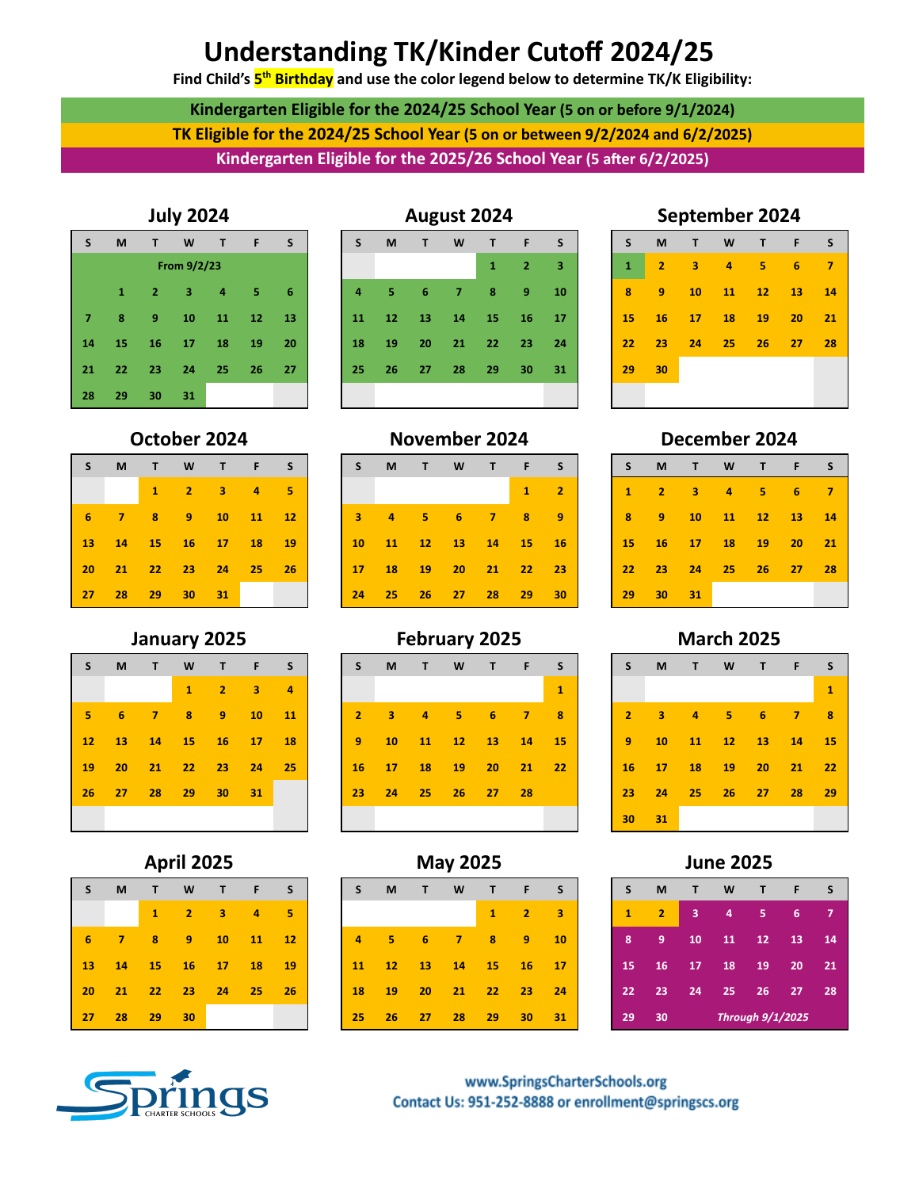# Understanding TK/Kinder Cutoff 2024/25

**Find Child's 5th Birthday and use the color legend below to determine TK/K Eligibility:**

- **Kindergarten Eligible for the 2024/25 School Year** (5 on or before 9/1/2024)
- **TK Eligible for the 2024/25 School Year** (5 on or between 9/2/2024 and 6/2/2025)
- **Kindergarten Eligible for the 2025/26 School Year** (5 after 6/2/2025)

### July 2024

| S | M | T | W | T | F | S |
|---|---|---|---|---|---|---|
| | | | From 9/2/23 | | | |
| | 1 | 2 | 3 | 4 | 5 | 6 |
| 7 | 8 | 9 | 10 | 11 | 12 | 13 |
| 14 | 15 | 16 | 17 | 18 | 19 | 20 |
| 21 | 22 | 23 | 24 | 25 | 26 | 27 |
| 28 | 29 | 30 | 31 | | | |

### August 2024

| S | M | T | W | T | F | S |
|---|---|---|---|---|---|---|
| | | | | 1 | 2 | 3 |
| 4 | 5 | 6 | 7 | 8 | 9 | 10 |
| 11 | 12 | 13 | 14 | 15 | 16 | 17 |
| 18 | 19 | 20 | 21 | 22 | 23 | 24 |
| 25 | 26 | 27 | 28 | 29 | 30 | 31 |

### September 2024

| S | M | T | W | T | F | S |
|---|---|---|---|---|---|---|
| 1 | 2 | 3 | 4 | 5 | 6 | 7 |
| 8 | 9 | 10 | 11 | 12 | 13 | 14 |
| 15 | 16 | 17 | 18 | 19 | 20 | 21 |
| 22 | 23 | 24 | 25 | 26 | 27 | 28 |
| 29 | 30 | | | | | |

### October 2024

| S | M | T | W | T | F | S |
|---|---|---|---|---|---|---|
| | | 1 | 2 | 3 | 4 | 5 |
| 6 | 7 | 8 | 9 | 10 | 11 | 12 |
| 13 | 14 | 15 | 16 | 17 | 18 | 19 |
| 20 | 21 | 22 | 23 | 24 | 25 | 26 |
| 27 | 28 | 29 | 30 | 31 | | |

### November 2024

| S | M | T | W | T | F | S |
|---|---|---|---|---|---|---|
| | | | | | 1 | 2 |
| 3 | 4 | 5 | 6 | 7 | 8 | 9 |
| 10 | 11 | 12 | 13 | 14 | 15 | 16 |
| 17 | 18 | 19 | 20 | 21 | 22 | 23 |
| 24 | 25 | 26 | 27 | 28 | 29 | 30 |

### December 2024

| S | M | T | W | T | F | S |
|---|---|---|---|---|---|---|
| 1 | 2 | 3 | 4 | 5 | 6 | 7 |
| 8 | 9 | 10 | 11 | 12 | 13 | 14 |
| 15 | 16 | 17 | 18 | 19 | 20 | 21 |
| 22 | 23 | 24 | 25 | 26 | 27 | 28 |
| 29 | 30 | 31 | | | | |

### January 2025

| S | M | T | W | T | F | S |
|---|---|---|---|---|---|---|
| | | | 1 | 2 | 3 | 4 |
| 5 | 6 | 7 | 8 | 9 | 10 | 11 |
| 12 | 13 | 14 | 15 | 16 | 17 | 18 |
| 19 | 20 | 21 | 22 | 23 | 24 | 25 |
| 26 | 27 | 28 | 29 | 30 | 31 | |

### February 2025

| S | M | T | W | T | F | S |
|---|---|---|---|---|---|---|
| | | | | | | 1 |
| 2 | 3 | 4 | 5 | 6 | 7 | 8 |
| 9 | 10 | 11 | 12 | 13 | 14 | 15 |
| 16 | 17 | 18 | 19 | 20 | 21 | 22 |
| 23 | 24 | 25 | 26 | 27 | 28 | |

### March 2025

| S | M | T | W | T | F | S |
|---|---|---|---|---|---|---|
| | | | | | | 1 |
| 2 | 3 | 4 | 5 | 6 | 7 | 8 |
| 9 | 10 | 11 | 12 | 13 | 14 | 15 |
| 16 | 17 | 18 | 19 | 20 | 21 | 22 |
| 23 | 24 | 25 | 26 | 27 | 28 | 29 |
| 30 | 31 | | | | | |

### April 2025

| S | M | T | W | T | F | S |
|---|---|---|---|---|---|---|
| | | 1 | 2 | 3 | 4 | 5 |
| 6 | 7 | 8 | 9 | 10 | 11 | 12 |
| 13 | 14 | 15 | 16 | 17 | 18 | 19 |
| 20 | 21 | 22 | 23 | 24 | 25 | 26 |
| 27 | 28 | 29 | 30 | | | |

### May 2025

| S | M | T | W | T | F | S |
|---|---|---|---|---|---|---|
| | | | | 1 | 2 | 3 |
| 4 | 5 | 6 | 7 | 8 | 9 | 10 |
| 11 | 12 | 13 | 14 | 15 | 16 | 17 |
| 18 | 19 | 20 | 21 | 22 | 23 | 24 |
| 25 | 26 | 27 | 28 | 29 | 30 | 31 |

### June 2025

| S | M | T | W | T | F | S |
|---|---|---|---|---|---|---|
| 1 | 2 | 3 | 4 | 5 | 6 | 7 |
| 8 | 9 | 10 | 11 | 12 | 13 | 14 |
| 15 | 16 | 17 | 18 | 19 | 20 | 21 |
| 22 | 23 | 24 | 25 | 26 | 27 | 28 |
| 29 | 30 | | *Through 9/1/2025* | | | |

Springs Charter Schools

www.SpringsCharterSchools.org
Contact Us: 951-252-8888 or enrollment@springscs.org